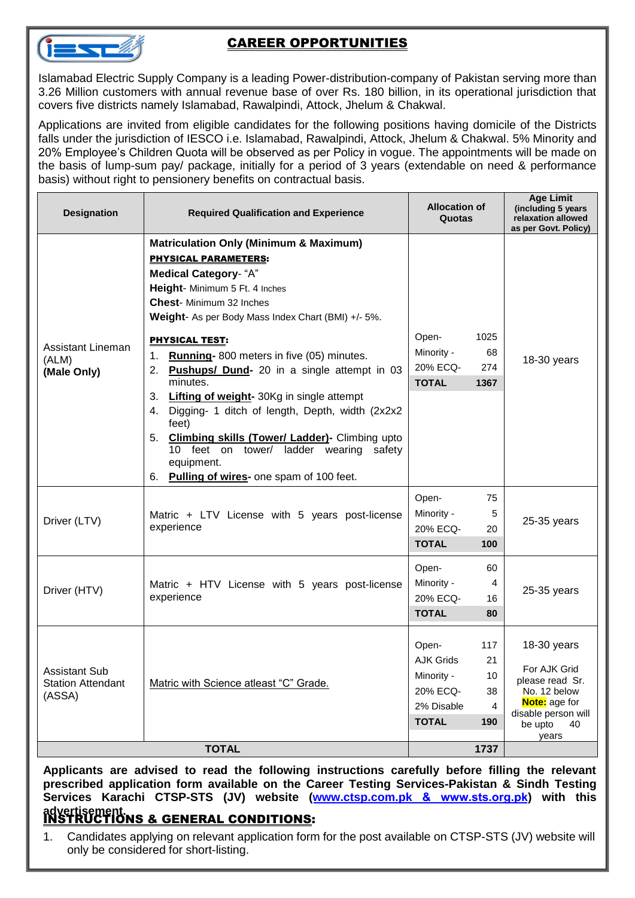## CAREER OPPORTUNITIES

Islamabad Electric Supply Company is a leading Power-distribution-company of Pakistan serving more than 3.26 Million customers with annual revenue base of over Rs. 180 billion, in its operational jurisdiction that covers five districts namely Islamabad, Rawalpindi, Attock, Jhelum & Chakwal.

Applications are invited from eligible candidates for the following positions having domicile of the Districts falls under the jurisdiction of IESCO i.e. Islamabad, Rawalpindi, Attock, Jhelum & Chakwal. 5% Minority and 20% Employee's Children Quota will be observed as per Policy in vogue. The appointments will be made on the basis of lump-sum pay/ package, initially for a period of 3 years (extendable on need & performance basis) without right to pensionery benefits on contractual basis.

| Designation | Required Qualification and Experience | Allocation of Quotas | Age Limit (including 5 years relaxation allowed as per Govt. Policy) |
|---|---|---|---|
| Assistant Lineman (ALM) **(Male Only)** | **Matriculation Only (Minimum & Maximum)**<br>**PHYSICAL PARAMETERS:**<br>**Medical Category**- "A"<br>**Height**- Minimum 5 Ft. 4 Inches<br>**Chest**- Minimum 32 Inches<br>**Weight**- As per Body Mass Index Chart (BMI) +/- 5%.<br>**PHYSICAL TEST:**<br>1. **Running**- 800 meters in five (05) minutes.<br>2. **Pushups/ Dund**- 20 in a single attempt in 03 minutes.<br>3. **Lifting of weight**- 30Kg in single attempt<br>4. Digging- 1 ditch of length, Depth, width (2x2x2 feet)<br>5. **Climbing skills (Tower/ Ladder)**- Climbing upto 10 feet on tower/ ladder wearing safety equipment.<br>6. **Pulling of wires**- one spam of 100 feet. | Open- 1025<br>Minority - 68<br>20% ECQ- 274<br>**TOTAL 1367** | 18-30 years |
| Driver (LTV) | Matric + LTV License with 5 years post-license experience | Open- 75<br>Minority - 5<br>20% ECQ- 20<br>**TOTAL 100** | 25-35 years |
| Driver (HTV) | Matric + HTV License with 5 years post-license experience | Open- 60<br>Minority - 4<br>20% ECQ- 16<br>**TOTAL 80** | 25-35 years |
| Assistant Sub Station Attendant (ASSA) | Matric with Science atleast "C" Grade. | Open- 117<br>AJK Grids 21<br>Minority - 10<br>20% ECQ- 38<br>2% Disable 4<br>**TOTAL 190** | 18-30 years<br>For AJK Grid please read Sr. No. 12 below<br>**Note:** age for disable person will be upto 40 years |
| **TOTAL** | | **1737** | |

**Applicants are advised to read the following instructions carefully before filling the relevant prescribed application form available on the Career Testing Services-Pakistan & Sindh Testing Services Karachi CTSP-STS (JV) website (www.ctsp.com.pk & www.sts.org.pk) with this advertisement.**

## INSTRUCTIONS & GENERAL CONDITIONS:

1. Candidates applying on relevant application form for the post available on CTSP-STS (JV) website will only be considered for short-listing.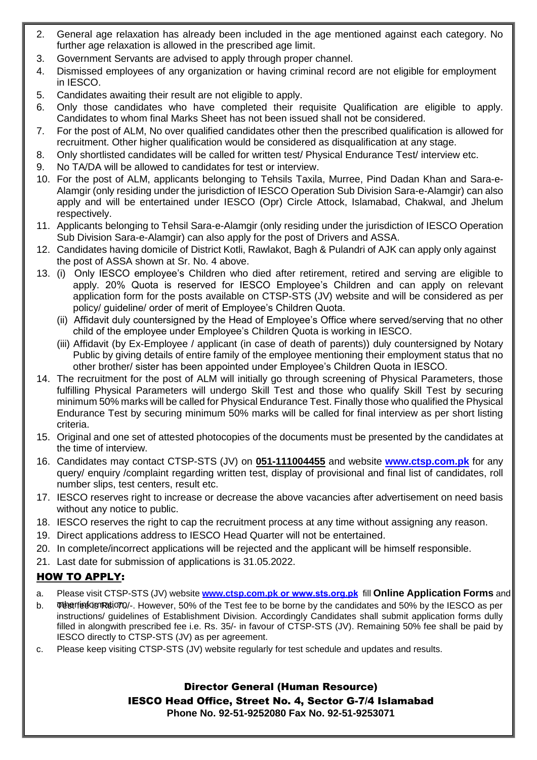2. General age relaxation has already been included in the age mentioned against each category. No further age relaxation is allowed in the prescribed age limit.
3. Government Servants are advised to apply through proper channel.
4. Dismissed employees of any organization or having criminal record are not eligible for employment in IESCO.
5. Candidates awaiting their result are not eligible to apply.
6. Only those candidates who have completed their requisite Qualification are eligible to apply. Candidates to whom final Marks Sheet has not been issued shall not be considered.
7. For the post of ALM, No over qualified candidates other then the prescribed qualification is allowed for recruitment. Other higher qualification would be considered as disqualification at any stage.
8. Only shortlisted candidates will be called for written test/ Physical Endurance Test/ interview etc.
9. No TA/DA will be allowed to candidates for test or interview.
10. For the post of ALM, applicants belonging to Tehsils Taxila, Murree, Pind Dadan Khan and Sara-e-Alamgir (only residing under the jurisdiction of IESCO Operation Sub Division Sara-e-Alamgir) can also apply and will be entertained under IESCO (Opr) Circle Attock, Islamabad, Chakwal, and Jhelum respectively.
11. Applicants belonging to Tehsil Sara-e-Alamgir (only residing under the jurisdiction of IESCO Operation Sub Division Sara-e-Alamgir) can also apply for the post of Drivers and ASSA.
12. Candidates having domicile of District Kotli, Rawlakot, Bagh & Pulandri of AJK can apply only against the post of ASSA shown at Sr. No. 4 above.
13. (i) Only IESCO employee's Children who died after retirement, retired and serving are eligible to apply. 20% Quota is reserved for IESCO Employee's Children and can apply on relevant application form for the posts available on CTSP-STS (JV) website and will be considered as per policy/ guideline/ order of merit of Employee's Children Quota.
    (ii) Affidavit duly countersigned by the Head of Employee's Office where served/serving that no other child of the employee under Employee's Children Quota is working in IESCO.
    (iii) Affidavit (by Ex-Employee / applicant (in case of death of parents)) duly countersigned by Notary Public by giving details of entire family of the employee mentioning their employment status that no other brother/ sister has been appointed under Employee's Children Quota in IESCO.
14. The recruitment for the post of ALM will initially go through screening of Physical Parameters, those fulfilling Physical Parameters will undergo Skill Test and those who qualify Skill Test by securing minimum 50% marks will be called for Physical Endurance Test. Finally those who qualified the Physical Endurance Test by securing minimum 50% marks will be called for final interview as per short listing criteria.
15. Original and one set of attested photocopies of the documents must be presented by the candidates at the time of interview.
16. Candidates may contact CTSP-STS (JV) on **051-111004455** and website **www.ctsp.com.pk** for any query/ enquiry /complaint regarding written test, display of provisional and final list of candidates, roll number slips, test centers, result etc.
17. IESCO reserves right to increase or decrease the above vacancies after advertisement on need basis without any notice to public.
18. IESCO reserves the right to cap the recruitment process at any time without assigning any reason.
19. Direct applications address to IESCO Head Quarter will not be entertained.
20. In complete/incorrect applications will be rejected and the applicant will be himself responsible.
21. Last date for submission of applications is 31.05.2022.

## HOW TO APPLY:

a. Please visit CTSP-STS (JV) website **www.ctsp.com.pk or www.sts.org.pk** fill **Online Application Forms** and other information.
b. Test fee is Rs. 70/-. However, 50% of the Test fee to be borne by the candidates and 50% by the IESCO as per instructions/ guidelines of Establishment Division. Accordingly Candidates shall submit application forms dully filled in alongwith prescribed fee i.e. Rs. 35/- in favour of CTSP-STS (JV). Remaining 50% fee shall be paid by IESCO directly to CTSP-STS (JV) as per agreement.
c. Please keep visiting CTSP-STS (JV) website regularly for test schedule and updates and results.

**Director General (Human Resource)**
**IESCO Head Office, Street No. 4, Sector G-7/4 Islamabad**
**Phone No. 92-51-9252080 Fax No. 92-51-9253071**